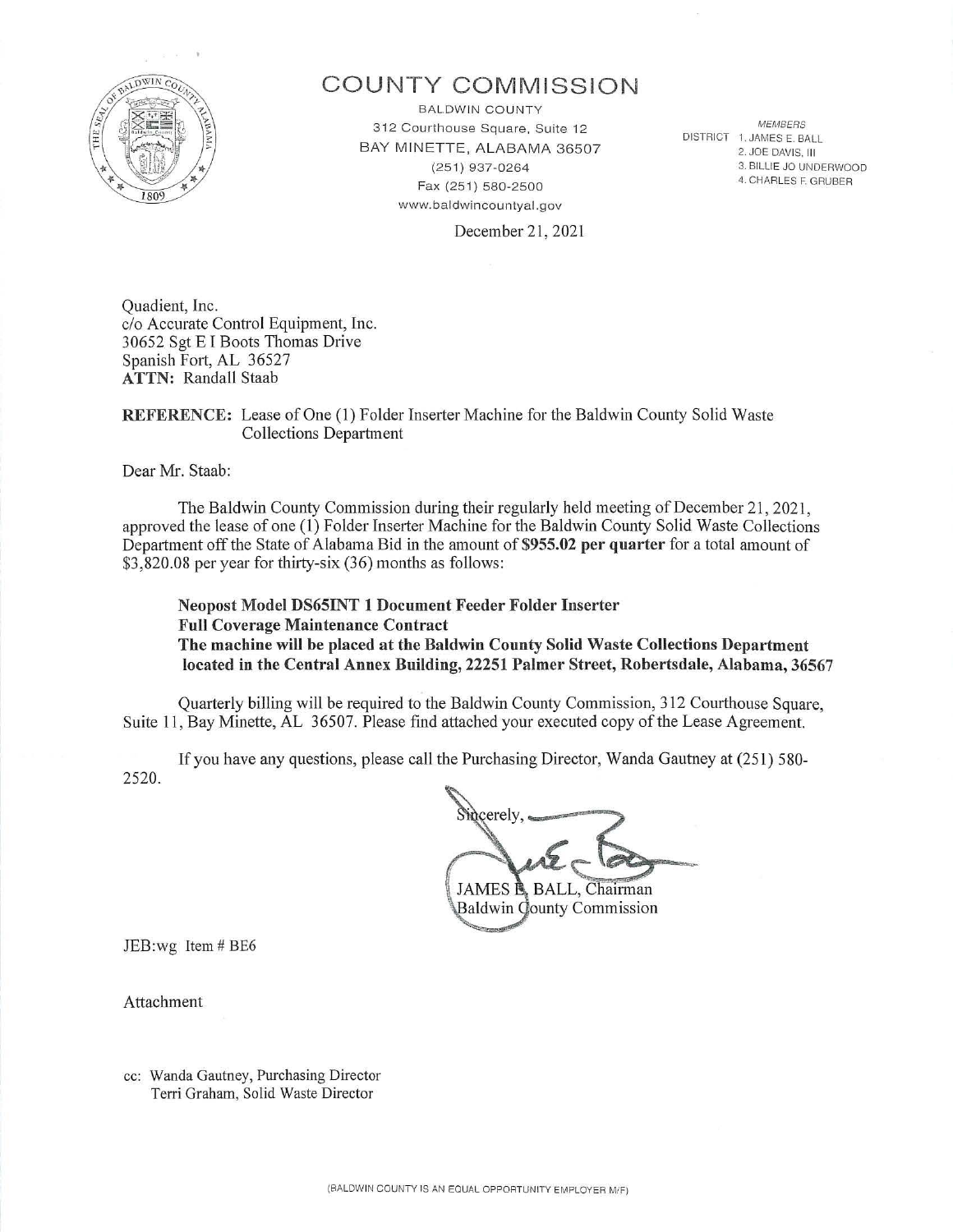# COUNTY COMMISSION

BALDWIN COUNTY
312 Courthouse Square, Suite 12
BAY MINETTE, ALABAMA 36507
(251) 937-0264
Fax (251) 580-2500
www.baldwincountyal.gov

*MEMBERS*
DISTRICT 1. JAMES E. BALL
2. JOE DAVIS, III
3. BILLIE JO UNDERWOOD
4. CHARLES F. GRUBER

December 21, 2021

Quadient, Inc.
c/o Accurate Control Equipment, Inc.
30652 Sgt E I Boots Thomas Drive
Spanish Fort, AL 36527
**ATTN:** Randall Staab

**REFERENCE:** Lease of One (1) Folder Inserter Machine for the Baldwin County Solid Waste Collections Department

Dear Mr. Staab:

The Baldwin County Commission during their regularly held meeting of December 21, 2021, approved the lease of one (1) Folder Inserter Machine for the Baldwin County Solid Waste Collections Department off the State of Alabama Bid in the amount of **$955.02 per quarter** for a total amount of $3,820.08 per year for thirty-six (36) months as follows:

**Neopost Model DS65INT 1 Document Feeder Folder Inserter**
**Full Coverage Maintenance Contract**
**The machine will be placed at the Baldwin County Solid Waste Collections Department located in the Central Annex Building, 22251 Palmer Street, Robertsdale, Alabama, 36567**

Quarterly billing will be required to the Baldwin County Commission, 312 Courthouse Square, Suite 11, Bay Minette, AL 36507. Please find attached your executed copy of the Lease Agreement.

If you have any questions, please call the Purchasing Director, Wanda Gautney at (251) 580-2520.

Sincerely,

JAMES E. BALL, Chairman
Baldwin County Commission

JEB:wg Item # BE6

Attachment

cc: Wanda Gautney, Purchasing Director
Terri Graham, Solid Waste Director

(BALDWIN COUNTY IS AN EQUAL OPPORTUNITY EMPLOYER M/F)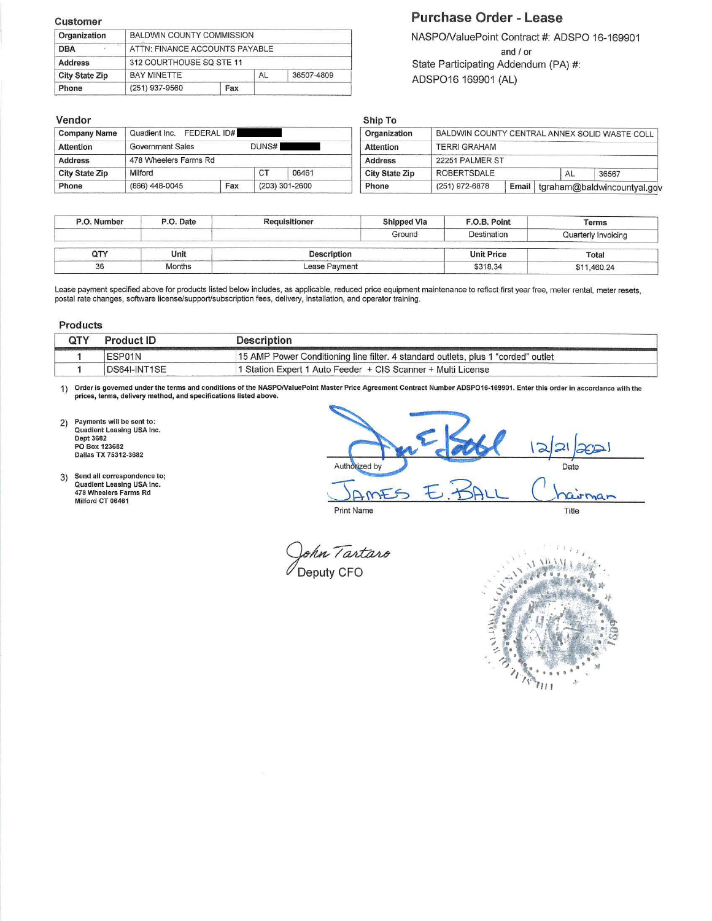## Customer

| | | | |
|---|---|---|---|
| Organization | BALDWIN COUNTY COMMISSION | | |
| DBA | ATTN: FINANCE ACCOUNTS PAYABLE | | |
| Address | 312 COURTHOUSE SQ STE 11 | | |
| City State Zip | BAY MINETTE | AL | 36507-4809 |
| Phone | (251) 937-9560 | Fax | |

# Purchase Order - Lease

NASPO/ValuePoint Contract #: ADSPO 16-169901

and / or

State Participating Addendum (PA) #:

ADSPO16 169901 (AL)

## Vendor

| | | | |
|---|---|---|---|
| Company Name | Quadient Inc. FEDERAL ID# | | |
| Attention | Government Sales | DUNS# | |
| Address | 478 Wheelers Farms Rd | | |
| City State Zip | Milford | CT | 06461 |
| Phone | (866) 448-0045 | Fax | (203) 301-2600 |

## Ship To

| | | | |
|---|---|---|---|
| Organization | BALDWIN COUNTY CENTRAL ANNEX SOLID WASTE COLL | | |
| Attention | TERRI GRAHAM | | |
| Address | 22251 PALMER ST | | |
| City State Zip | ROBERTSDALE | AL | 36567 |
| Phone | (251) 972-6878 | Email | tgraham@baldwincountyal.gov |

| P.O. Number | P.O. Date | Requisitioner | Shipped Via | F.O.B. Point | Terms |
|---|---|---|---|---|---|
| | | | Ground | Destination | Quarterly Invoicing |

| QTY | Unit | Description | Unit Price | Total |
|---|---|---|---|---|
| 36 | Months | Lease Payment | $318.34 | $11,460.24 |

Lease payment specified above for products listed below includes, as applicable, reduced price equipment maintenance to reflect first year free, meter rental, meter resets, postal rate changes, software license/support/subscription fees, delivery, installation, and operator training.

## Products

| QTY | Product ID | Description |
|---|---|---|
| 1 | ESP01N | 15 AMP Power Conditioning line filter. 4 standard outlets, plus 1 "corded" outlet |
| 1 | DS64I-INT1SE | 1 Station Expert 1 Auto Feeder + CIS Scanner + Multi License |

1) **Order is governed under the terms and conditions of the NASPO/ValuePoint Master Price Agreement Contract Number ADSPO16-169901. Enter this order in accordance with the prices, terms, delivery method, and specifications listed above.**

2) **Payments will be sent to:**
**Quadient Leasing USA Inc.**
**Dept 3682**
**PO Box 123682**
**Dallas TX 75312-3682**

3) **Send all correspondence to;**
**Quadient Leasing USA Inc.**
**478 Wheelers Farms Rd**
**Milford CT 06461**

Authorized by: [signature] Date: 12/21/2021

Print Name: JAMES E. BALL Title: Chairman

John Tartaro
Deputy CFO